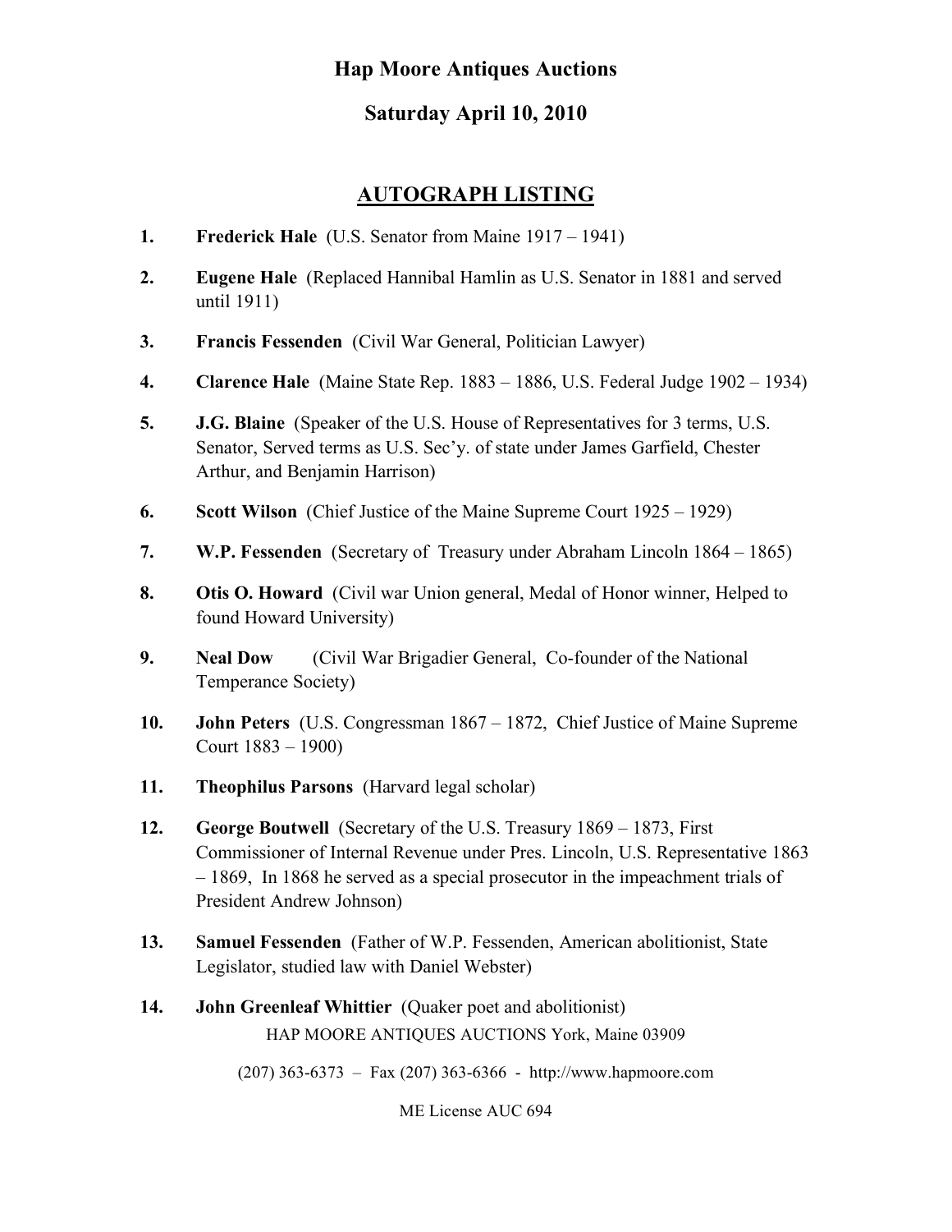# Hap Moore Antiques Auctions

## Saturday April 10, 2010

## AUTOGRAPH LISTING

1. **Frederick Hale** (U.S. Senator from Maine 1917 – 1941)
2. **Eugene Hale** (Replaced Hannibal Hamlin as U.S. Senator in 1881 and served until 1911)
3. **Francis Fessenden** (Civil War General, Politician Lawyer)
4. **Clarence Hale** (Maine State Rep. 1883 – 1886, U.S. Federal Judge 1902 – 1934)
5. **J.G. Blaine** (Speaker of the U.S. House of Representatives for 3 terms, U.S. Senator, Served terms as U.S. Sec'y. of state under James Garfield, Chester Arthur, and Benjamin Harrison)
6. **Scott Wilson** (Chief Justice of the Maine Supreme Court 1925 – 1929)
7. **W.P. Fessenden** (Secretary of Treasury under Abraham Lincoln 1864 – 1865)
8. **Otis O. Howard** (Civil war Union general, Medal of Honor winner, Helped to found Howard University)
9. **Neal Dow** (Civil War Brigadier General, Co-founder of the National Temperance Society)
10. **John Peters** (U.S. Congressman 1867 – 1872, Chief Justice of Maine Supreme Court 1883 – 1900)
11. **Theophilus Parsons** (Harvard legal scholar)
12. **George Boutwell** (Secretary of the U.S. Treasury 1869 – 1873, First Commissioner of Internal Revenue under Pres. Lincoln, U.S. Representative 1863 – 1869, In 1868 he served as a special prosecutor in the impeachment trials of President Andrew Johnson)
13. **Samuel Fessenden** (Father of W.P. Fessenden, American abolitionist, State Legislator, studied law with Daniel Webster)
14. **John Greenleaf Whittier** (Quaker poet and abolitionist)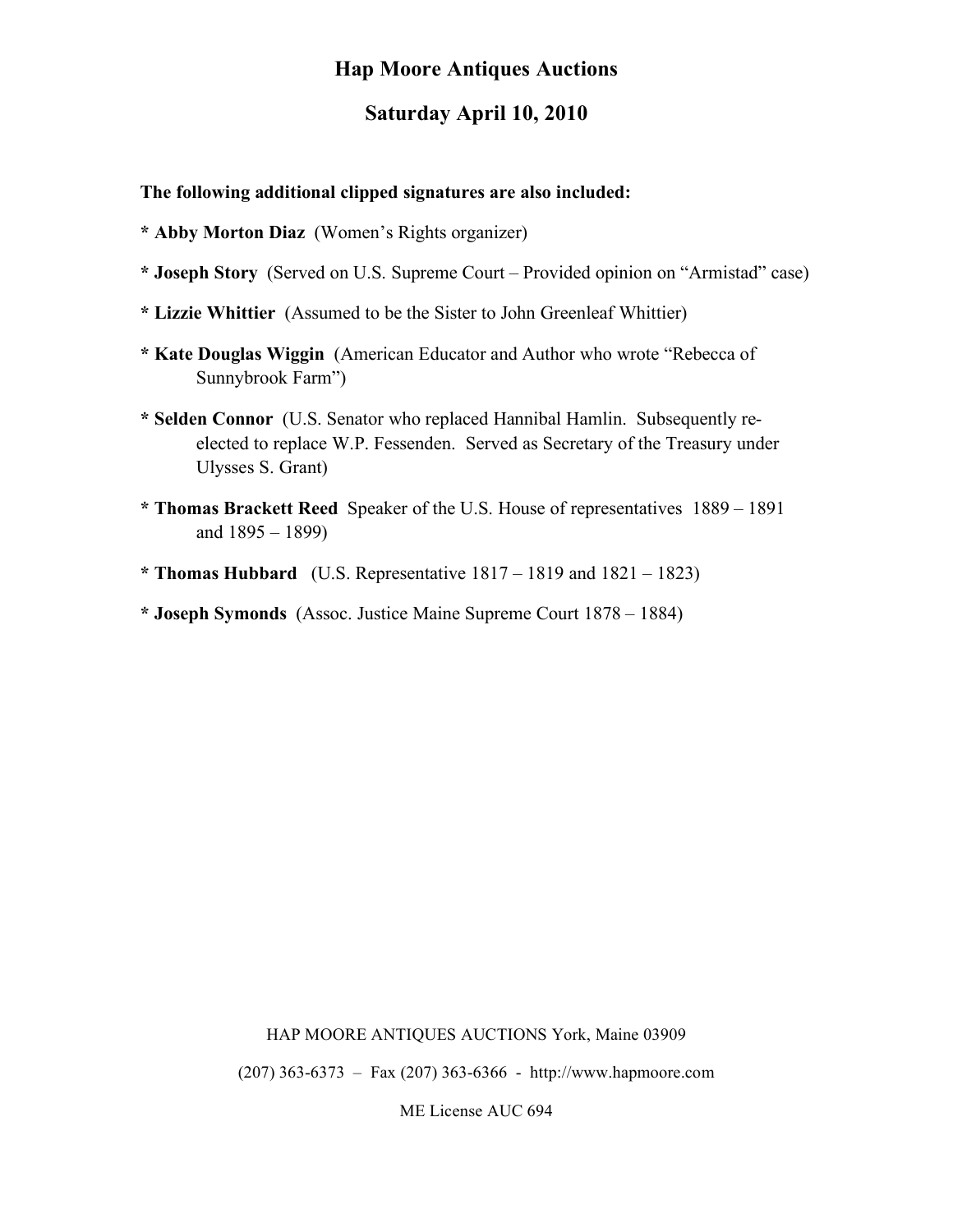# Hap Moore Antiques Auctions

## Saturday April 10, 2010

**The following additional clipped signatures are also included:**

* **Abby Morton Diaz** (Women's Rights organizer)
* **Joseph Story** (Served on U.S. Supreme Court – Provided opinion on "Armistad" case)
* **Lizzie Whittier** (Assumed to be the Sister to John Greenleaf Whittier)
* **Kate Douglas Wiggin** (American Educator and Author who wrote "Rebecca of Sunnybrook Farm")
* **Selden Connor** (U.S. Senator who replaced Hannibal Hamlin. Subsequently re-elected to replace W.P. Fessenden. Served as Secretary of the Treasury under Ulysses S. Grant)
* **Thomas Brackett Reed** Speaker of the U.S. House of representatives 1889 – 1891 and 1895 – 1899)
* **Thomas Hubbard** (U.S. Representative 1817 – 1819 and 1821 – 1823)
* **Joseph Symonds** (Assoc. Justice Maine Supreme Court 1878 – 1884)

HAP MOORE ANTIQUES AUCTIONS York, Maine 03909

(207) 363-6373 – Fax (207) 363-6366 - http://www.hapmoore.com

ME License AUC 694